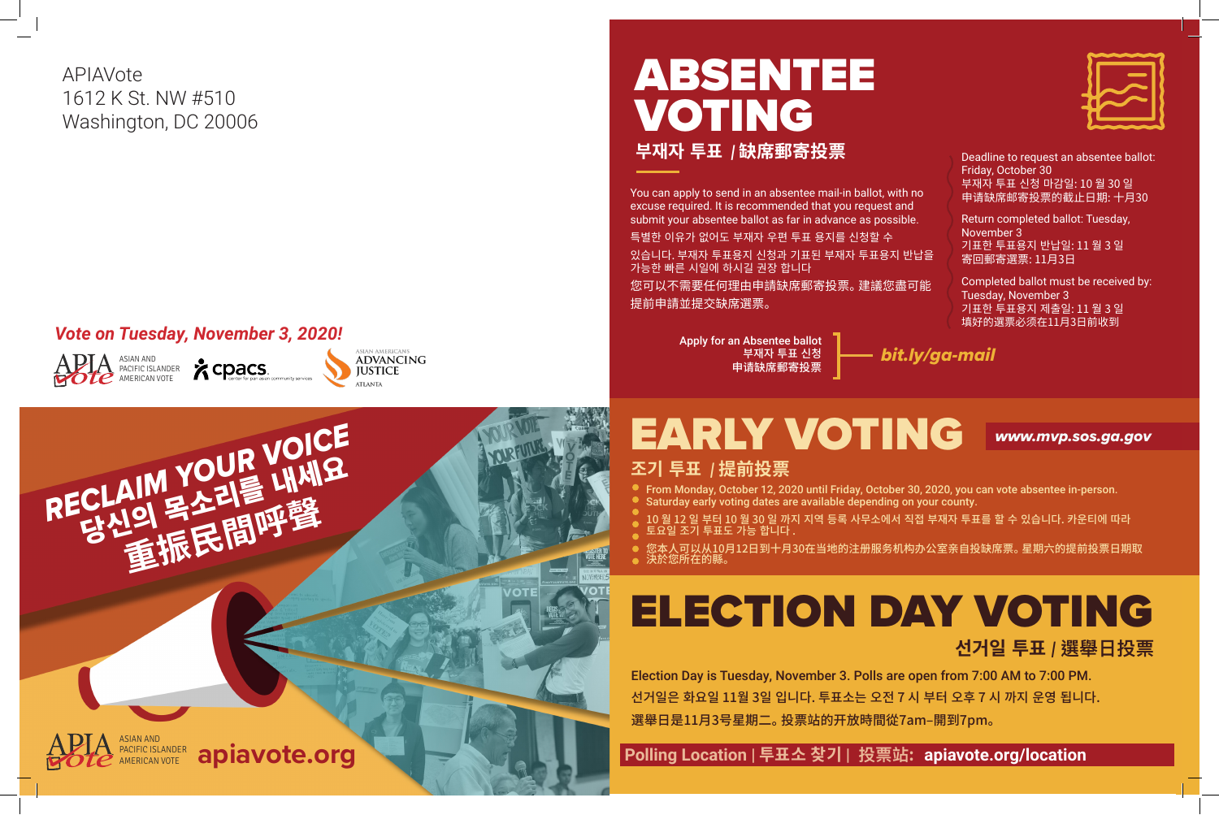APIAVote
1612 K St. NW #510
Washington, DC 20006

*Vote on Tuesday, November 3, 2020!*

ASIAN AND PACIFIC ISLANDER AMERICAN VOTE | cpacs center for pan asian community services | ASIAN AMERICANS ADVANCING JUSTICE ATLANTA

# RECLAIM YOUR VOICE
# 당신의 목소리를 내세요
# 重振民間呼聲

ASIAN AND PACIFIC ISLANDER AMERICAN VOTE **apiavote.org**

# ABSENTEE VOTING

## 부재자 투표 / 缺席郵寄投票

You can apply to send in an absentee mail-in ballot, with no excuse required. It is recommended that you request and submit your absentee ballot as far in advance as possible.

특별한 이유가 없어도 부재자 우편 투표 용지를 신청할 수 있습니다. 부재자 투표용지 신청과 기표된 부재자 투표용지 반납을 가능한 빠른 시일에 하시길 권장 합니다

您可以不需要任何理由申請缺席郵寄投票。建議您盡可能提前申請並提交缺席選票。

Deadline to request an absentee ballot: Friday, October 30
부재자 투표 신청 마감일: 10 월 30 일
申请缺席郵寄投票的截止日期: 十月30

Return completed ballot: Tuesday, November 3
기표한 투표용지 반납일: 11 월 3 일
寄回郵寄選票: 11月3日

Completed ballot must be received by: Tuesday, November 3
기표한 투표용지 제출일: 11 월 3 일
填好的選票必须在11月3日前收到

Apply for an Absentee ballot
부재자 투표 신청
申請缺席郵寄投票
— ***bit.ly/ga-mail***

# EARLY VOTING

***www.mvp.sos.ga.gov***

## 조기 투표 / 提前投票

- From Monday, October 12, 2020 until Friday, October 30, 2020, you can vote absentee in-person. Saturday early voting dates are available depending on your county.
- 10 월 12 일 부터 10 월 30 일 까지 지역 등록 사무소에서 직접 부재자 투표를 할 수 있습니다. 카운티에 따라 토요일 조기 투표도 가능 합니다 .
- 您本人可以从10月12日到十月30在当地的注册服务机构办公室亲自投缺席票。星期六的提前投票日期取決於您所在的縣。

# ELECTION DAY VOTING

## 선거일 투표 / 選舉日投票

**Election Day is Tuesday, November 3. Polls are open from 7:00 AM to 7:00 PM.**

**선거일은 화요일 11월 3일 입니다. 투표소는 오전 7 시 부터 오후 7 시 까지 운영 됩니다.**

**選舉日是11月3号星期二。投票站的开放時間從7am–開到7pm。**

**Polling Location | 투표소 찾기 | 投票站: apiavote.org/location**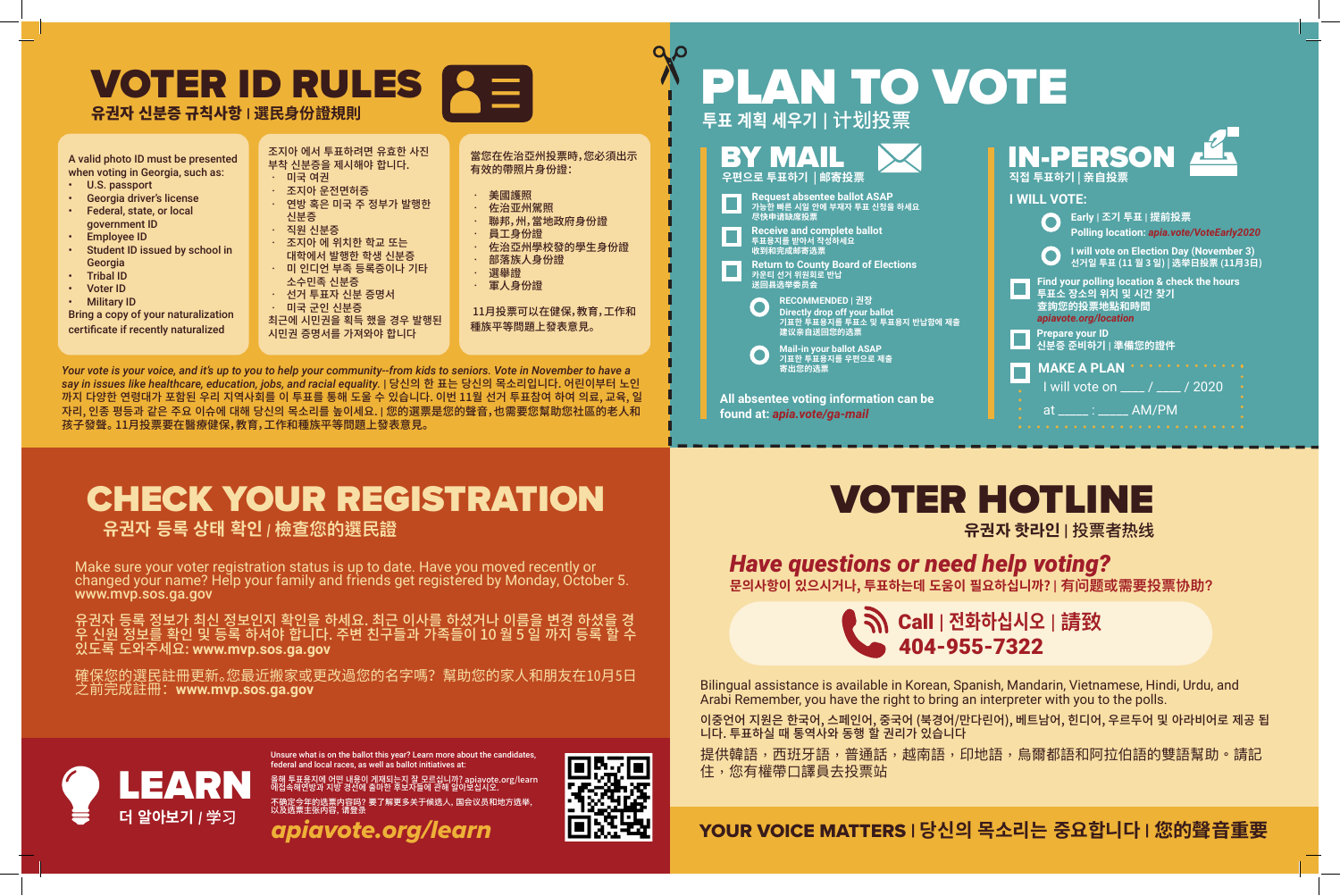# VOTER ID RULES

**유권자 신분증 규칙사항 | 選民身份證規則**

A valid photo ID must be presented when voting in Georgia, such as:

- U.S. passport
- Georgia driver's license
- Federal, state, or local government ID
- Employee ID
- Student ID issued by school in Georgia
- Tribal ID
- Voter ID
- Military ID

Bring a copy of your naturalization certificate if recently naturalized

조지아 에서 투표하려면 유효한 사진 부착 신분증을 제시해야 합니다.

- 미국 여권
- 조지아 운전면허증
- 연방 혹은 미국 주 정부가 발행한 신분증
- 직원 신분증
- 조지아 에 위치한 학교 또는 대학에서 발행한 학생 신분증
- 미 인디언 부족 등록증이나 기타 소수민족 신분증
- 선거 투표자 신분 증명서
- 미국 군인 신분증

최근에 시민권을 획득 했을 경우 발행된 시민권 증명서를 가져와야 합니다

當您在佐治亞州投票時，您必須出示有效的帶照片身份證：

- 美國護照
- 佐治亚州駕照
- 聯邦，州，當地政府身份證
- 員工身份證
- 佐治亚州學校發的學生身份證
- 部落族人身份證
- 選舉證
- 軍人身份證

11月投票可以在健保，教育，工作和種族平等問題上發表意見。

*Your vote is your voice, and it's up to you to help your community--from kids to seniors. Vote in November to have a say in issues like healthcare, education, jobs, and racial equality.* | 당신의 한 표는 당신의 목소리입니다. 어린이부터 노인까지 다양한 연령대가 포함된 우리 지역사회를 이 투표를 통해 도울 수 있습니다. 이번 11월 선거 투표참여 하여 의료, 교육, 일자리, 인종 평등과 같은 주요 이슈에 대해 당신의 목소리를 높이세요. | 您的選票是您的聲音，也需要您幫助您社區的老人和孩子發聲。11月投票要在醫療健保，教育，工作和種族平等問題上發表意見。

# PLAN TO VOTE

**투표 계획 세우기 | 计划投票**

## BY MAIL

**우편으로 투표하기 | 邮寄投票**

- [ ] **Request absentee ballot ASAP**
  가능한 빠른 시일 안에 부재자 투표 신청을 하세요
  尽快申请缺席投票
- [ ] **Receive and complete ballot**
  투표용지를 받아서 작성하세요
  收到和完成邮寄选票
- [ ] **Return to County Board of Elections**
  카운티 선거 위원회로 반납
  送回县选举委员会
  - **RECOMMENDED** | 권장
    **Directly drop off your ballot**
    기표한 투표용지를 투표소 및 투표용지 반납함에 제출
    建议亲自送回您的选票
  - **Mail-in your ballot ASAP**
    기표한 투표용지를 우편으로 제출
    寄出您的选票

**All absentee voting information can be found at:** ***apia.vote/ga-mail***

## IN-PERSON

**직접 투표하기 | 亲自投票**

**I WILL VOTE:**

- **Early** | 조기 투표 | 提前投票
  **Polling location:** ***apia.vote/VoteEarly2020***
- **I will vote on Election Day (November 3)**
  선거일 투표 (11 월 3 일) | 选举日投票 (11月3日)

- [ ] **Find your polling location & check the hours**
  투표소 장소의 위치 및 시간 찾기
  查询您的投票地點和時間
  *apiavote.org/location*
- [ ] **Prepare your ID**
  신분증 준비하기 | 準備您的證件
- [ ] **MAKE A PLAN**
  I will vote on ___ / ___ / 2020
  at ____ : ____ AM/PM

# CHECK YOUR REGISTRATION

**유권자 등록 상태 확인 | 檢查您的選民證**

Make sure your voter registration status is up to date. Have you moved recently or changed your name? Help your family and friends get registered by Monday, October 5. **www.mvp.sos.ga.gov**

유권자 등록 정보가 최신 정보인지 확인을 하세요. 최근 이사를 하셨거나 이름을 변경 하셨을 경우 신원 정보를 확인 및 등록 하셔야 합니다. 주변 친구들과 가족들이 10 월 5 일 까지 등록 할 수 있도록 도와주세요: **www.mvp.sos.ga.gov**

確保您的選民註冊更新。您最近搬家或更改過您的名字嗎？幫助您的家人和朋友在10月5日之前完成註冊：**www.mvp.sos.ga.gov**

# LEARN

**더 알아보기 | 学习**

Unsure what is on the ballot this year? Learn more about the candidates, federal and local races, as well as ballot initiatives at:

올해 투표용지에 어떤 내용이 게재되는지 잘 모르십니까? apiavote.org/learn 에접속해연방과 지방 경선에 출마한 후보자들에 관해 알아보십시오.

不确定今年的选票内容吗？要了解更多关于候选人，国会议员和地方选举，以及选票主张内容，请登录

***apiavote.org/learn***

# VOTER HOTLINE

**유권자 핫라인 | 投票者热线**

***Have questions or need help voting?***

**문의사항이 있으시거나, 투표하는데 도움이 필요하십니까? | 有问题或需要投票协助?**

**Call | 전화하십시오 | 請致**
**404-955-7322**

Bilingual assistance is available in Korean, Spanish, Mandarin, Vietnamese, Hindi, Urdu, and Arabi Remember, you have the right to bring an interpreter with you to the polls.

이중언어 지원은 한국어, 스페인어, 중국어 (북경어/만다린어), 베트남어, 힌디어, 우르두어 및 아라비어로 제공 됩니다. 투표하실 때 통역사와 동행 할 권리가 있습니다

提供韓語，西班牙語，普通話，越南語，印地語，烏爾都語和阿拉伯語的雙語幫助。請記住，您有權帶口譯員去投票站

**YOUR VOICE MATTERS | 당신의 목소리는 중요합니다 | 您的聲音重要**